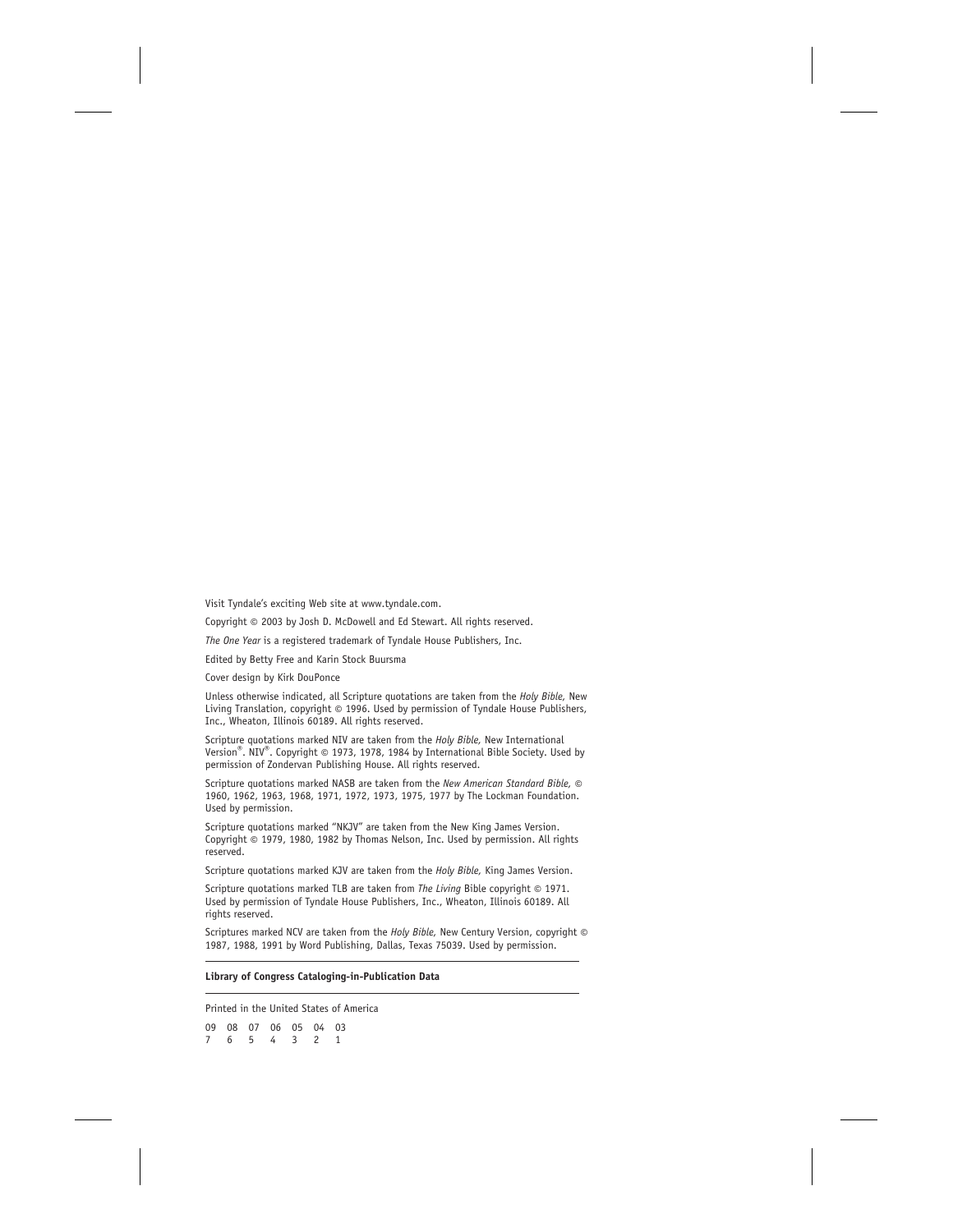Visit Tyndale's exciting Web site at www.tyndale.com.

Copyright © 2003 by Josh D. McDowell and Ed Stewart. All rights reserved.

*The One Year* is a registered trademark of Tyndale House Publishers, Inc.

Edited by Betty Free and Karin Stock Buursma

Cover design by Kirk DouPonce

Unless otherwise indicated, all Scripture quotations are taken from the *Holy Bible,* New Living Translation, copyright © 1996. Used by permission of Tyndale House Publishers, Inc., Wheaton, Illinois 60189. All rights reserved.

Scripture quotations marked NIV are taken from the *Holy Bible,* New International Version®. NIV®. Copyright © 1973, 1978, 1984 by International Bible Society. Used by permission of Zondervan Publishing House. All rights reserved.

Scripture quotations marked NASB are taken from the *New American Standard Bible,* © 1960, 1962, 1963, 1968, 1971, 1972, 1973, 1975, 1977 by The Lockman Foundation. Used by permission.

Scripture quotations marked "NKJV" are taken from the New King James Version. Copyright © 1979, 1980, 1982 by Thomas Nelson, Inc. Used by permission. All rights reserved.

Scripture quotations marked KJV are taken from the *Holy Bible,* King James Version.

Scripture quotations marked TLB are taken from *The Living* Bible copyright © 1971. Used by permission of Tyndale House Publishers, Inc., Wheaton, Illinois 60189. All rights reserved.

Scriptures marked NCV are taken from the *Holy Bible,* New Century Version, copyright © 1987, 1988, 1991 by Word Publishing, Dallas, Texas 75039. Used by permission.

---

**Library of Congress Cataloging-in-Publication Data**

---

Printed in the United States of America

09 08 07 06 05 04 03
7 6 5 4 3 2 1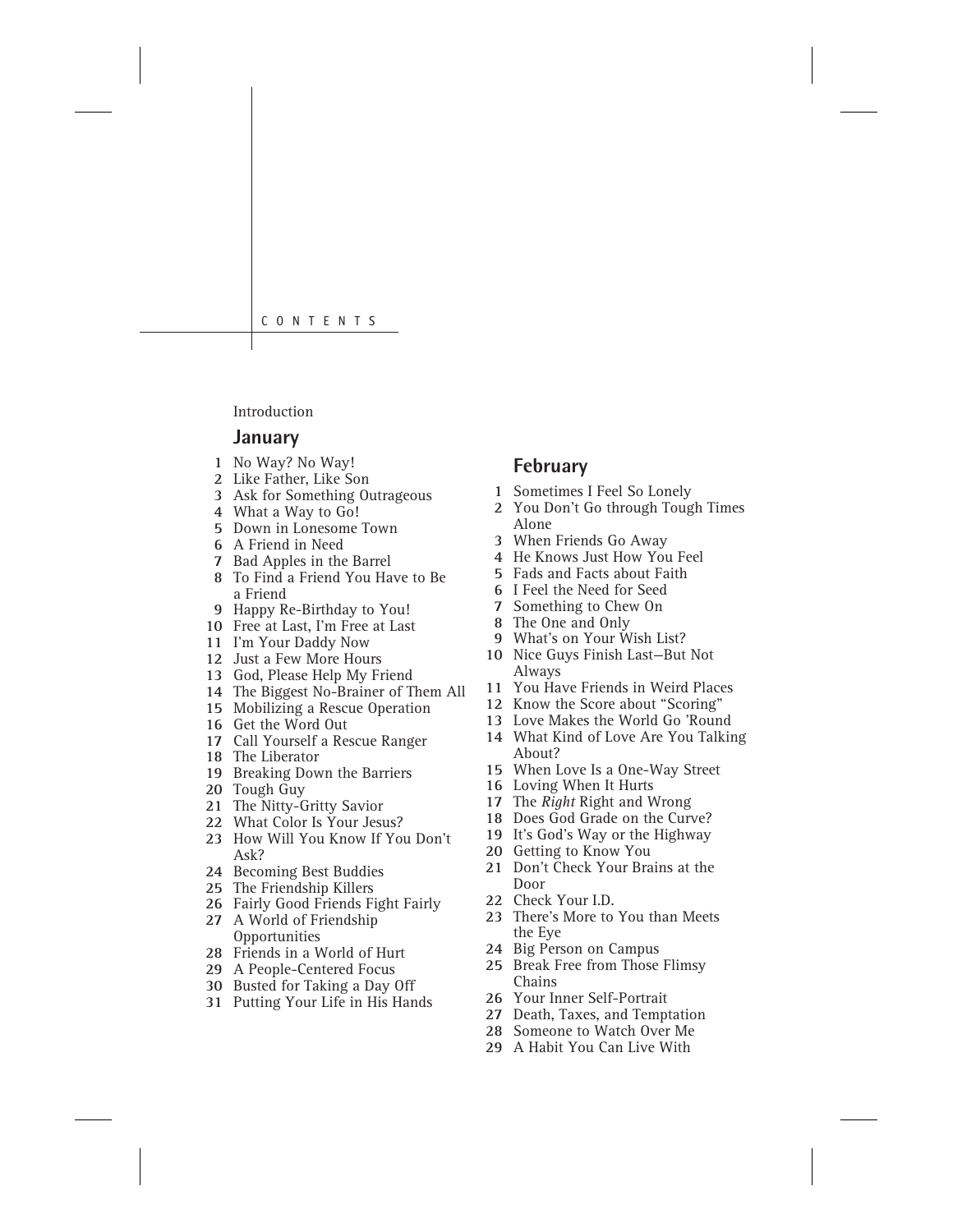# CONTENTS

Introduction

## January

1 No Way? No Way!
2 Like Father, Like Son
3 Ask for Something Outrageous
4 What a Way to Go!
5 Down in Lonesome Town
6 A Friend in Need
7 Bad Apples in the Barrel
8 To Find a Friend You Have to Be a Friend
9 Happy Re-Birthday to You!
10 Free at Last, I'm Free at Last
11 I'm Your Daddy Now
12 Just a Few More Hours
13 God, Please Help My Friend
14 The Biggest No-Brainer of Them All
15 Mobilizing a Rescue Operation
16 Get the Word Out
17 Call Yourself a Rescue Ranger
18 The Liberator
19 Breaking Down the Barriers
20 Tough Guy
21 The Nitty-Gritty Savior
22 What Color Is Your Jesus?
23 How Will You Know If You Don't Ask?
24 Becoming Best Buddies
25 The Friendship Killers
26 Fairly Good Friends Fight Fairly
27 A World of Friendship Opportunities
28 Friends in a World of Hurt
29 A People-Centered Focus
30 Busted for Taking a Day Off
31 Putting Your Life in His Hands

## February

1 Sometimes I Feel So Lonely
2 You Don't Go through Tough Times Alone
3 When Friends Go Away
4 He Knows Just How You Feel
5 Fads and Facts about Faith
6 I Feel the Need for Seed
7 Something to Chew On
8 The One and Only
9 What's on Your Wish List?
10 Nice Guys Finish Last—But Not Always
11 You Have Friends in Weird Places
12 Know the Score about "Scoring"
13 Love Makes the World Go 'Round
14 What Kind of Love Are You Talking About?
15 When Love Is a One-Way Street
16 Loving When It Hurts
17 The *Right* Right and Wrong
18 Does God Grade on the Curve?
19 It's God's Way or the Highway
20 Getting to Know You
21 Don't Check Your Brains at the Door
22 Check Your I.D.
23 There's More to You than Meets the Eye
24 Big Person on Campus
25 Break Free from Those Flimsy Chains
26 Your Inner Self-Portrait
27 Death, Taxes, and Temptation
28 Someone to Watch Over Me
29 A Habit You Can Live With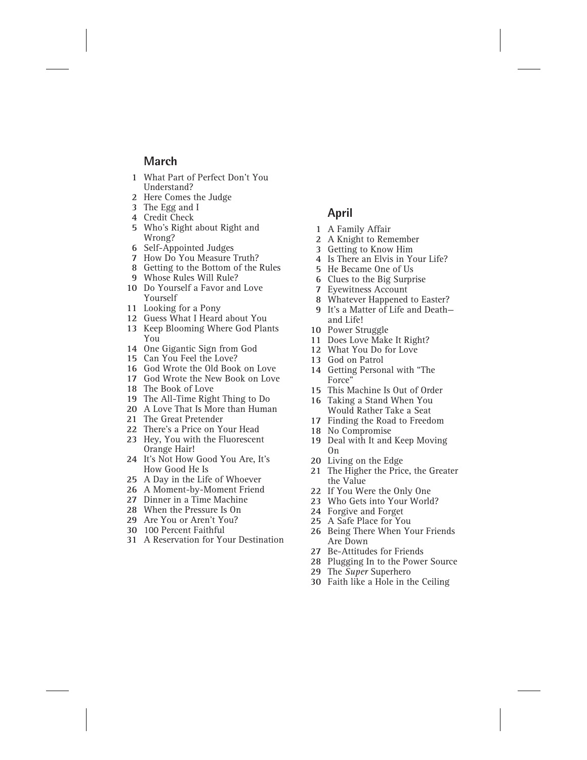## March

1 What Part of Perfect Don't You Understand?
2 Here Comes the Judge
3 The Egg and I
4 Credit Check
5 Who's Right about Right and Wrong?
6 Self-Appointed Judges
7 How Do You Measure Truth?
8 Getting to the Bottom of the Rules
9 Whose Rules Will Rule?
10 Do Yourself a Favor and Love Yourself
11 Looking for a Pony
12 Guess What I Heard about You
13 Keep Blooming Where God Plants You
14 One Gigantic Sign from God
15 Can You Feel the Love?
16 God Wrote the Old Book on Love
17 God Wrote the New Book on Love
18 The Book of Love
19 The All-Time Right Thing to Do
20 A Love That Is More than Human
21 The Great Pretender
22 There's a Price on Your Head
23 Hey, You with the Fluorescent Orange Hair!
24 It's Not How Good You Are, It's How Good He Is
25 A Day in the Life of Whoever
26 A Moment-by-Moment Friend
27 Dinner in a Time Machine
28 When the Pressure Is On
29 Are You or Aren't You?
30 100 Percent Faithful
31 A Reservation for Your Destination

## April

1 A Family Affair
2 A Knight to Remember
3 Getting to Know Him
4 Is There an Elvis in Your Life?
5 He Became One of Us
6 Clues to the Big Surprise
7 Eyewitness Account
8 Whatever Happened to Easter?
9 It's a Matter of Life and Death—and Life!
10 Power Struggle
11 Does Love Make It Right?
12 What You Do for Love
13 God on Patrol
14 Getting Personal with "The Force"
15 This Machine Is Out of Order
16 Taking a Stand When You Would Rather Take a Seat
17 Finding the Road to Freedom
18 No Compromise
19 Deal with It and Keep Moving On
20 Living on the Edge
21 The Higher the Price, the Greater the Value
22 If You Were the Only One
23 Who Gets into Your World?
24 Forgive and Forget
25 A Safe Place for You
26 Being There When Your Friends Are Down
27 Be-Attitudes for Friends
28 Plugging In to the Power Source
29 The *Super* Superhero
30 Faith like a Hole in the Ceiling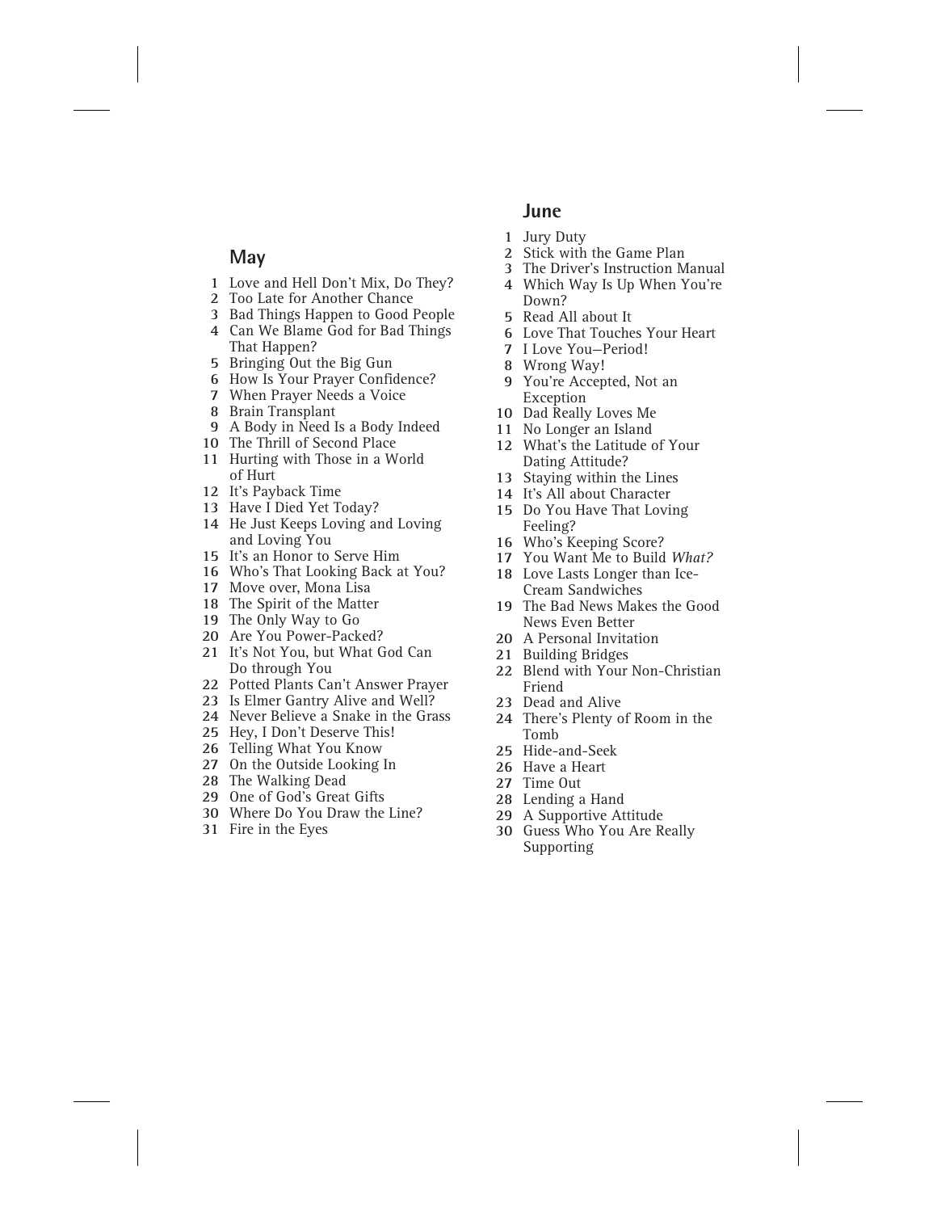## May

1 Love and Hell Don't Mix, Do They?
2 Too Late for Another Chance
3 Bad Things Happen to Good People
4 Can We Blame God for Bad Things That Happen?
5 Bringing Out the Big Gun
6 How Is Your Prayer Confidence?
7 When Prayer Needs a Voice
8 Brain Transplant
9 A Body in Need Is a Body Indeed
10 The Thrill of Second Place
11 Hurting with Those in a World of Hurt
12 It's Payback Time
13 Have I Died Yet Today?
14 He Just Keeps Loving and Loving and Loving You
15 It's an Honor to Serve Him
16 Who's That Looking Back at You?
17 Move over, Mona Lisa
18 The Spirit of the Matter
19 The Only Way to Go
20 Are You Power-Packed?
21 It's Not You, but What God Can Do through You
22 Potted Plants Can't Answer Prayer
23 Is Elmer Gantry Alive and Well?
24 Never Believe a Snake in the Grass
25 Hey, I Don't Deserve This!
26 Telling What You Know
27 On the Outside Looking In
28 The Walking Dead
29 One of God's Great Gifts
30 Where Do You Draw the Line?
31 Fire in the Eyes

## June

1 Jury Duty
2 Stick with the Game Plan
3 The Driver's Instruction Manual
4 Which Way Is Up When You're Down?
5 Read All about It
6 Love That Touches Your Heart
7 I Love You—Period!
8 Wrong Way!
9 You're Accepted, Not an Exception
10 Dad Really Loves Me
11 No Longer an Island
12 What's the Latitude of Your Dating Attitude?
13 Staying within the Lines
14 It's All about Character
15 Do You Have That Loving Feeling?
16 Who's Keeping Score?
17 You Want Me to Build *What?*
18 Love Lasts Longer than Ice-Cream Sandwiches
19 The Bad News Makes the Good News Even Better
20 A Personal Invitation
21 Building Bridges
22 Blend with Your Non-Christian Friend
23 Dead and Alive
24 There's Plenty of Room in the Tomb
25 Hide-and-Seek
26 Have a Heart
27 Time Out
28 Lending a Hand
29 A Supportive Attitude
30 Guess Who You Are Really Supporting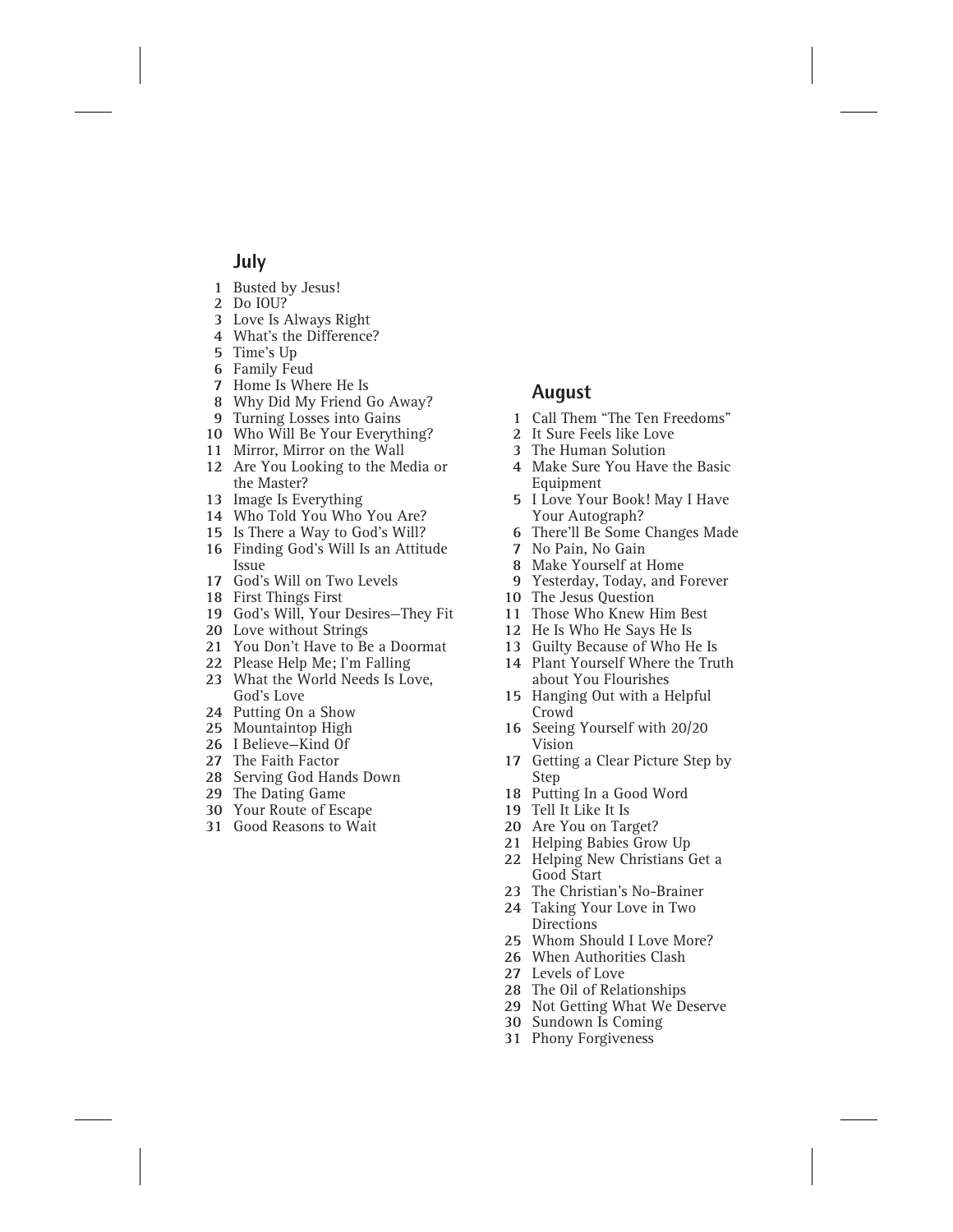## July

1 Busted by Jesus!
2 Do IOU?
3 Love Is Always Right
4 What's the Difference?
5 Time's Up
6 Family Feud
7 Home Is Where He Is
8 Why Did My Friend Go Away?
9 Turning Losses into Gains
10 Who Will Be Your Everything?
11 Mirror, Mirror on the Wall
12 Are You Looking to the Media or the Master?
13 Image Is Everything
14 Who Told You Who You Are?
15 Is There a Way to God's Will?
16 Finding God's Will Is an Attitude Issue
17 God's Will on Two Levels
18 First Things First
19 God's Will, Your Desires—They Fit
20 Love without Strings
21 You Don't Have to Be a Doormat
22 Please Help Me; I'm Falling
23 What the World Needs Is Love, God's Love
24 Putting On a Show
25 Mountaintop High
26 I Believe—Kind Of
27 The Faith Factor
28 Serving God Hands Down
29 The Dating Game
30 Your Route of Escape
31 Good Reasons to Wait

## August

1 Call Them "The Ten Freedoms"
2 It Sure Feels like Love
3 The Human Solution
4 Make Sure You Have the Basic Equipment
5 I Love Your Book! May I Have Your Autograph?
6 There'll Be Some Changes Made
7 No Pain, No Gain
8 Make Yourself at Home
9 Yesterday, Today, and Forever
10 The Jesus Question
11 Those Who Knew Him Best
12 He Is Who He Says He Is
13 Guilty Because of Who He Is
14 Plant Yourself Where the Truth about You Flourishes
15 Hanging Out with a Helpful Crowd
16 Seeing Yourself with 20/20 Vision
17 Getting a Clear Picture Step by Step
18 Putting In a Good Word
19 Tell It Like It Is
20 Are You on Target?
21 Helping Babies Grow Up
22 Helping New Christians Get a Good Start
23 The Christian's No-Brainer
24 Taking Your Love in Two Directions
25 Whom Should I Love More?
26 When Authorities Clash
27 Levels of Love
28 The Oil of Relationships
29 Not Getting What We Deserve
30 Sundown Is Coming
31 Phony Forgiveness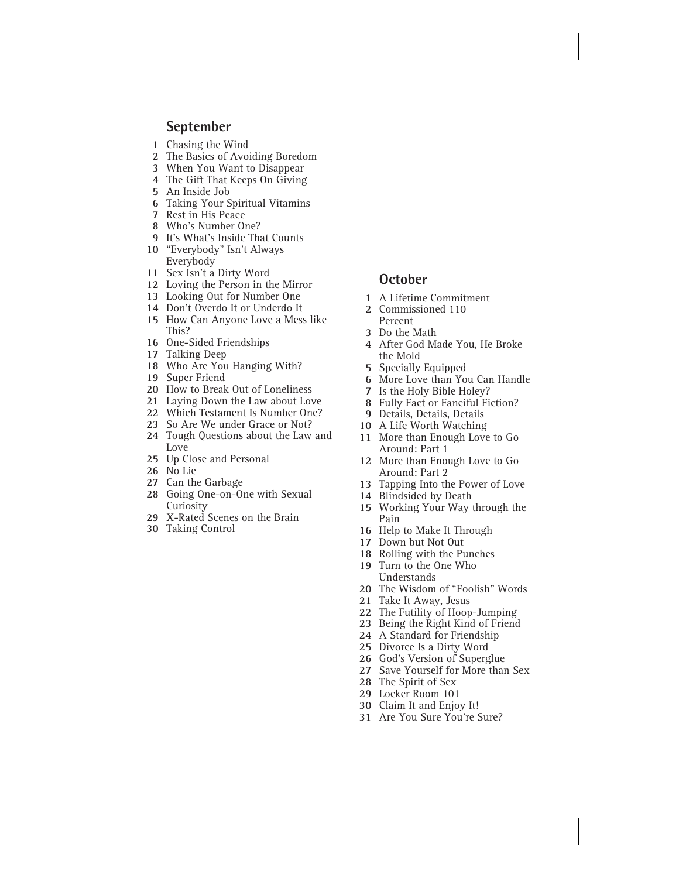## September

1 Chasing the Wind
2 The Basics of Avoiding Boredom
3 When You Want to Disappear
4 The Gift That Keeps On Giving
5 An Inside Job
6 Taking Your Spiritual Vitamins
7 Rest in His Peace
8 Who's Number One?
9 It's What's Inside That Counts
10 "Everybody" Isn't Always Everybody
11 Sex Isn't a Dirty Word
12 Loving the Person in the Mirror
13 Looking Out for Number One
14 Don't Overdo It or Underdo It
15 How Can Anyone Love a Mess like This?
16 One-Sided Friendships
17 Talking Deep
18 Who Are You Hanging With?
19 Super Friend
20 How to Break Out of Loneliness
21 Laying Down the Law about Love
22 Which Testament Is Number One?
23 So Are We under Grace or Not?
24 Tough Questions about the Law and Love
25 Up Close and Personal
26 No Lie
27 Can the Garbage
28 Going One-on-One with Sexual Curiosity
29 X-Rated Scenes on the Brain
30 Taking Control

## October

1 A Lifetime Commitment
2 Commissioned 110 Percent
3 Do the Math
4 After God Made You, He Broke the Mold
5 Specially Equipped
6 More Love than You Can Handle
7 Is the Holy Bible Holey?
8 Fully Fact or Fanciful Fiction?
9 Details, Details, Details
10 A Life Worth Watching
11 More than Enough Love to Go Around: Part 1
12 More than Enough Love to Go Around: Part 2
13 Tapping Into the Power of Love
14 Blindsided by Death
15 Working Your Way through the Pain
16 Help to Make It Through
17 Down but Not Out
18 Rolling with the Punches
19 Turn to the One Who Understands
20 The Wisdom of "Foolish" Words
21 Take It Away, Jesus
22 The Futility of Hoop-Jumping
23 Being the Right Kind of Friend
24 A Standard for Friendship
25 Divorce Is a Dirty Word
26 God's Version of Superglue
27 Save Yourself for More than Sex
28 The Spirit of Sex
29 Locker Room 101
30 Claim It and Enjoy It!
31 Are You Sure You're Sure?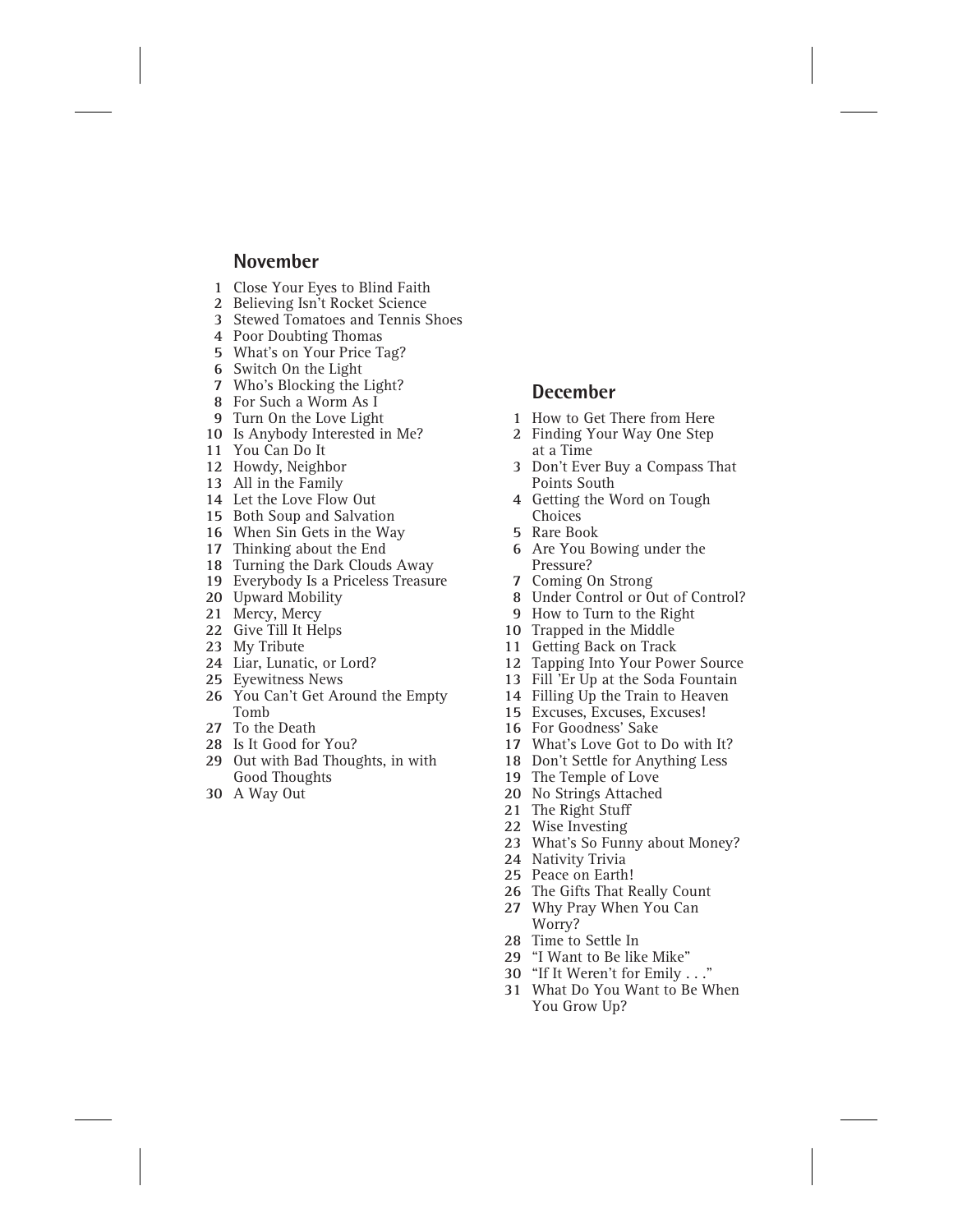## November

1. Close Your Eyes to Blind Faith
2. Believing Isn't Rocket Science
3. Stewed Tomatoes and Tennis Shoes
4. Poor Doubting Thomas
5. What's on Your Price Tag?
6. Switch On the Light
7. Who's Blocking the Light?
8. For Such a Worm As I
9. Turn On the Love Light
10. Is Anybody Interested in Me?
11. You Can Do It
12. Howdy, Neighbor
13. All in the Family
14. Let the Love Flow Out
15. Both Soup and Salvation
16. When Sin Gets in the Way
17. Thinking about the End
18. Turning the Dark Clouds Away
19. Everybody Is a Priceless Treasure
20. Upward Mobility
21. Mercy, Mercy
22. Give Till It Helps
23. My Tribute
24. Liar, Lunatic, or Lord?
25. Eyewitness News
26. You Can't Get Around the Empty Tomb
27. To the Death
28. Is It Good for You?
29. Out with Bad Thoughts, in with Good Thoughts
30. A Way Out

## December

1. How to Get There from Here
2. Finding Your Way One Step at a Time
3. Don't Ever Buy a Compass That Points South
4. Getting the Word on Tough Choices
5. Rare Book
6. Are You Bowing under the Pressure?
7. Coming On Strong
8. Under Control or Out of Control?
9. How to Turn to the Right
10. Trapped in the Middle
11. Getting Back on Track
12. Tapping Into Your Power Source
13. Fill 'Er Up at the Soda Fountain
14. Filling Up the Train to Heaven
15. Excuses, Excuses, Excuses!
16. For Goodness' Sake
17. What's Love Got to Do with It?
18. Don't Settle for Anything Less
19. The Temple of Love
20. No Strings Attached
21. The Right Stuff
22. Wise Investing
23. What's So Funny about Money?
24. Nativity Trivia
25. Peace on Earth!
26. The Gifts That Really Count
27. Why Pray When You Can Worry?
28. Time to Settle In
29. "I Want to Be like Mike"
30. "If It Weren't for Emily . . ."
31. What Do You Want to Be When You Grow Up?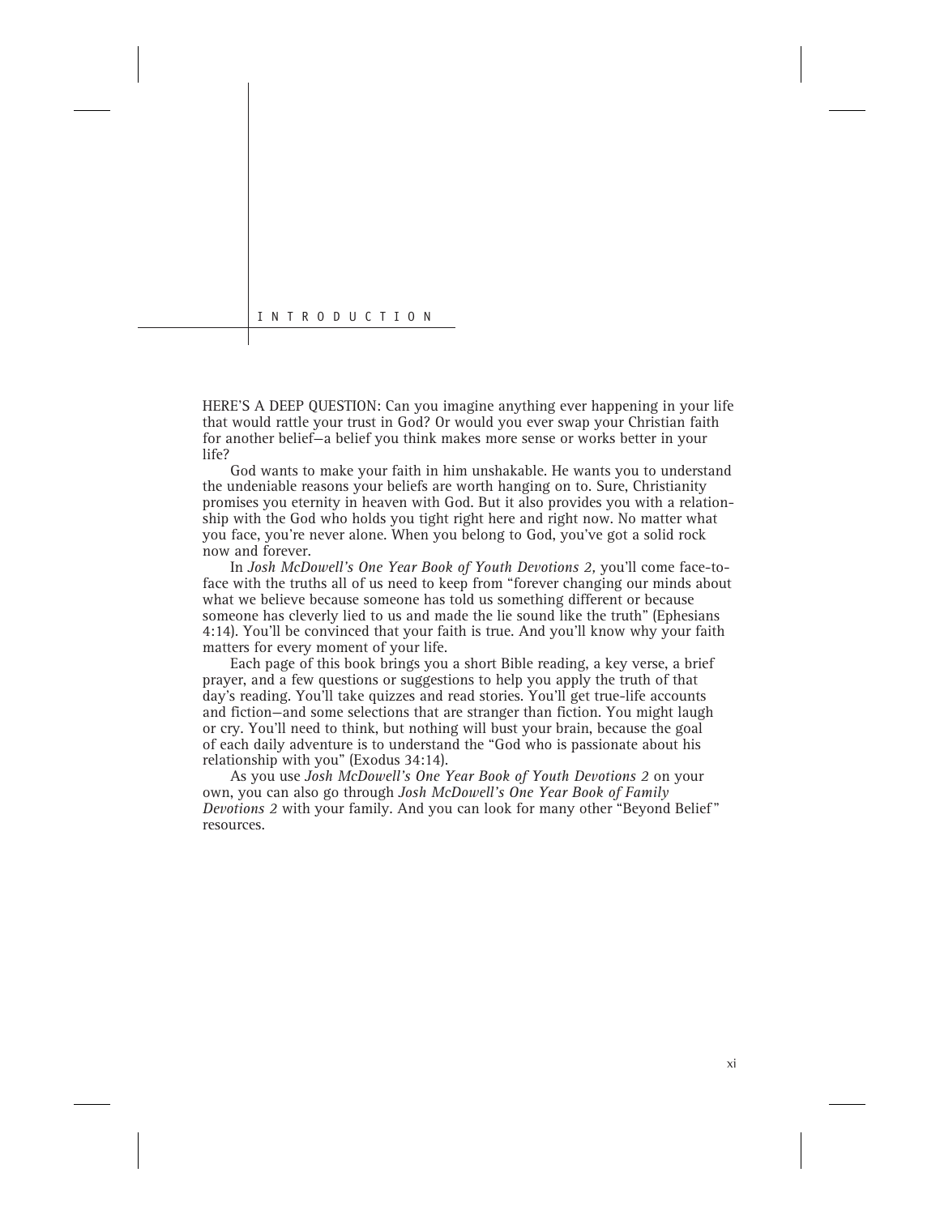# INTRODUCTION

HERE'S A DEEP QUESTION: Can you imagine anything ever happening in your life that would rattle your trust in God? Or would you ever swap your Christian faith for another belief—a belief you think makes more sense or works better in your life?

God wants to make your faith in him unshakable. He wants you to understand the undeniable reasons your beliefs are worth hanging on to. Sure, Christianity promises you eternity in heaven with God. But it also provides you with a relationship with the God who holds you tight right here and right now. No matter what you face, you're never alone. When you belong to God, you've got a solid rock now and forever.

In *Josh McDowell's One Year Book of Youth Devotions 2,* you'll come face-to-face with the truths all of us need to keep from "forever changing our minds about what we believe because someone has told us something different or because someone has cleverly lied to us and made the lie sound like the truth" (Ephesians 4:14). You'll be convinced that your faith is true. And you'll know why your faith matters for every moment of your life.

Each page of this book brings you a short Bible reading, a key verse, a brief prayer, and a few questions or suggestions to help you apply the truth of that day's reading. You'll take quizzes and read stories. You'll get true-life accounts and fiction—and some selections that are stranger than fiction. You might laugh or cry. You'll need to think, but nothing will bust your brain, because the goal of each daily adventure is to understand the "God who is passionate about his relationship with you" (Exodus 34:14).

As you use *Josh McDowell's One Year Book of Youth Devotions 2* on your own, you can also go through *Josh McDowell's One Year Book of Family Devotions 2* with your family. And you can look for many other "Beyond Belief" resources.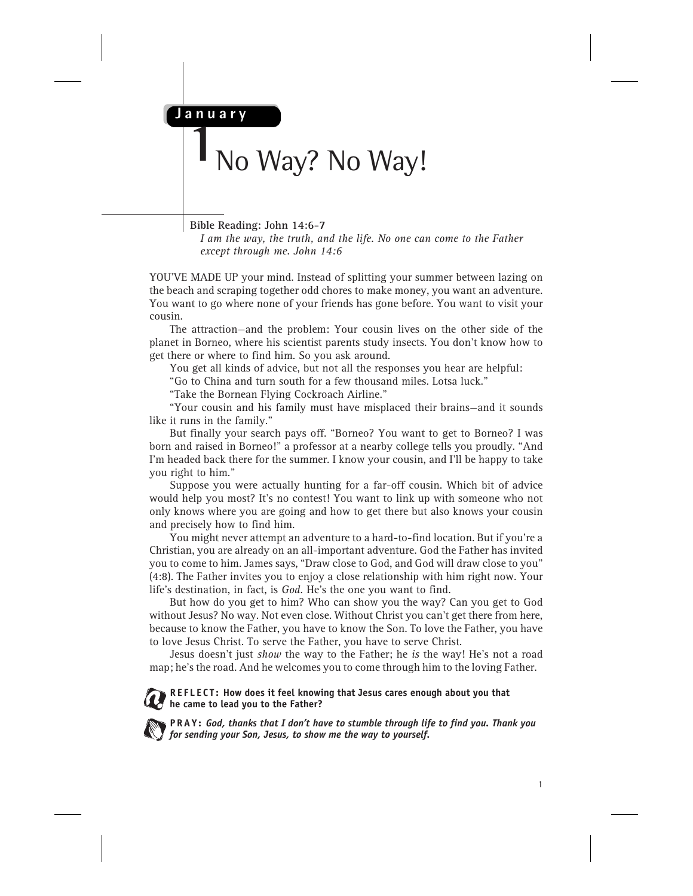**January**

# 1 No Way? No Way!

**Bible Reading: John 14:6-7**

*I am the way, the truth, and the life. No one can come to the Father except through me. John 14:6*

YOU'VE MADE UP your mind. Instead of splitting your summer between lazing on the beach and scraping together odd chores to make money, you want an adventure. You want to go where none of your friends has gone before. You want to visit your cousin.

The attraction—and the problem: Your cousin lives on the other side of the planet in Borneo, where his scientist parents study insects. You don't know how to get there or where to find him. So you ask around.

You get all kinds of advice, but not all the responses you hear are helpful:

"Go to China and turn south for a few thousand miles. Lotsa luck."

"Take the Bornean Flying Cockroach Airline."

"Your cousin and his family must have misplaced their brains—and it sounds like it runs in the family."

But finally your search pays off. "Borneo? You want to get to Borneo? I was born and raised in Borneo!" a professor at a nearby college tells you proudly. "And I'm headed back there for the summer. I know your cousin, and I'll be happy to take you right to him."

Suppose you were actually hunting for a far-off cousin. Which bit of advice would help you most? It's no contest! You want to link up with someone who not only knows where you are going and how to get there but also knows your cousin and precisely how to find him.

You might never attempt an adventure to a hard-to-find location. But if you're a Christian, you are already on an all-important adventure. God the Father has invited you to come to him. James says, "Draw close to God, and God will draw close to you" (4:8). The Father invites you to enjoy a close relationship with him right now. Your life's destination, in fact, is *God*. He's the one you want to find.

But how do you get to him? Who can show you the way? Can you get to God without Jesus? No way. Not even close. Without Christ you can't get there from here, because to know the Father, you have to know the Son. To love the Father, you have to love Jesus Christ. To serve the Father, you have to serve Christ.

Jesus doesn't just *show* the way to the Father; he *is* the way! He's not a road map; he's the road. And he welcomes you to come through him to the loving Father.

**REFLECT: How does it feel knowing that Jesus cares enough about you that he came to lead you to the Father?**

**PRAY:** ***God, thanks that I don't have to stumble through life to find you. Thank you for sending your Son, Jesus, to show me the way to yourself.***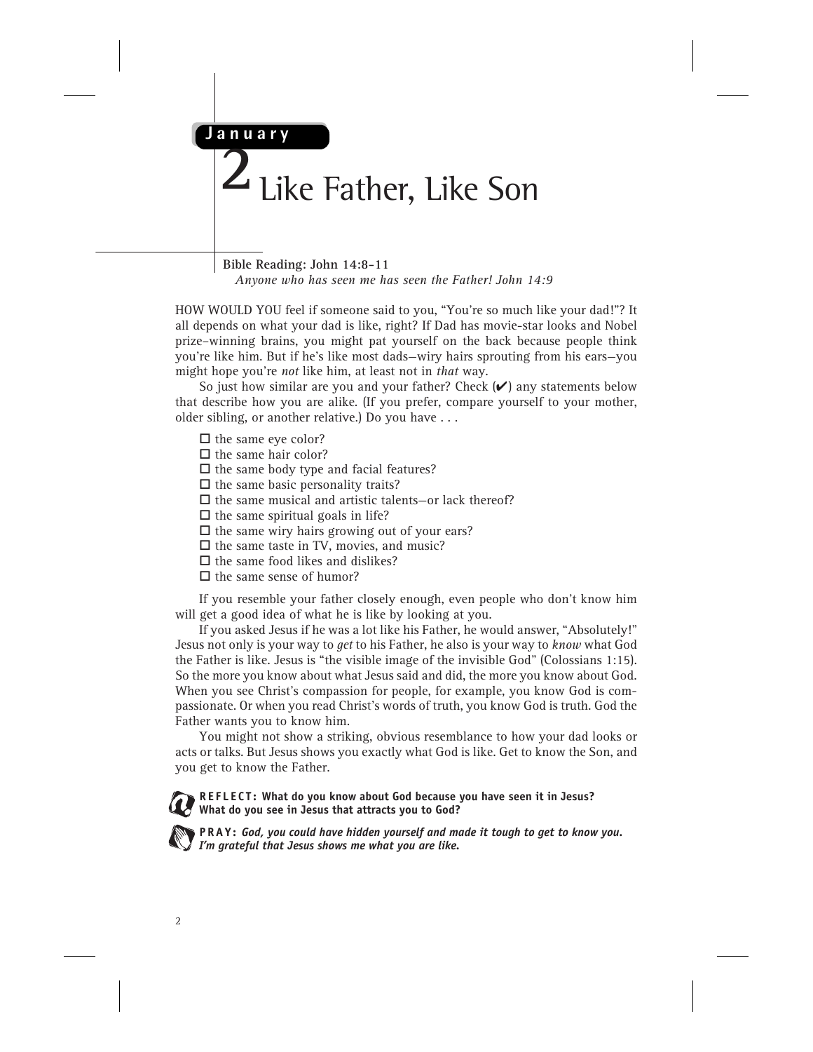**January**

# 2 Like Father, Like Son

**Bible Reading: John 14:8-11**
*Anyone who has seen me has seen the Father! John 14:9*

HOW WOULD YOU feel if someone said to you, "You're so much like your dad!"? It all depends on what your dad is like, right? If Dad has movie-star looks and Nobel prize–winning brains, you might pat yourself on the back because people think you're like him. But if he's like most dads—wiry hairs sprouting from his ears—you might hope you're *not* like him, at least not in *that* way.

So just how similar are you and your father? Check (✔) any statements below that describe how you are alike. (If you prefer, compare yourself to your mother, older sibling, or another relative.) Do you have . . .

- ☐ the same eye color?
- ☐ the same hair color?
- ☐ the same body type and facial features?
- ☐ the same basic personality traits?
- ☐ the same musical and artistic talents—or lack thereof?
- ☐ the same spiritual goals in life?
- ☐ the same wiry hairs growing out of your ears?
- ☐ the same taste in TV, movies, and music?
- ☐ the same food likes and dislikes?
- ☐ the same sense of humor?

If you resemble your father closely enough, even people who don't know him will get a good idea of what he is like by looking at you.

If you asked Jesus if he was a lot like his Father, he would answer, "Absolutely!" Jesus not only is your way to *get* to his Father, he also is your way to *know* what God the Father is like. Jesus is "the visible image of the invisible God" (Colossians 1:15). So the more you know about what Jesus said and did, the more you know about God. When you see Christ's compassion for people, for example, you know God is compassionate. Or when you read Christ's words of truth, you know God is truth. God the Father wants you to know him.

You might not show a striking, obvious resemblance to how your dad looks or acts or talks. But Jesus shows you exactly what God is like. Get to know the Son, and you get to know the Father.

**REFLECT: What do you know about God because you have seen it in Jesus? What do you see in Jesus that attracts you to God?**

**PRAY:** ***God, you could have hidden yourself and made it tough to get to know you. I'm grateful that Jesus shows me what you are like.***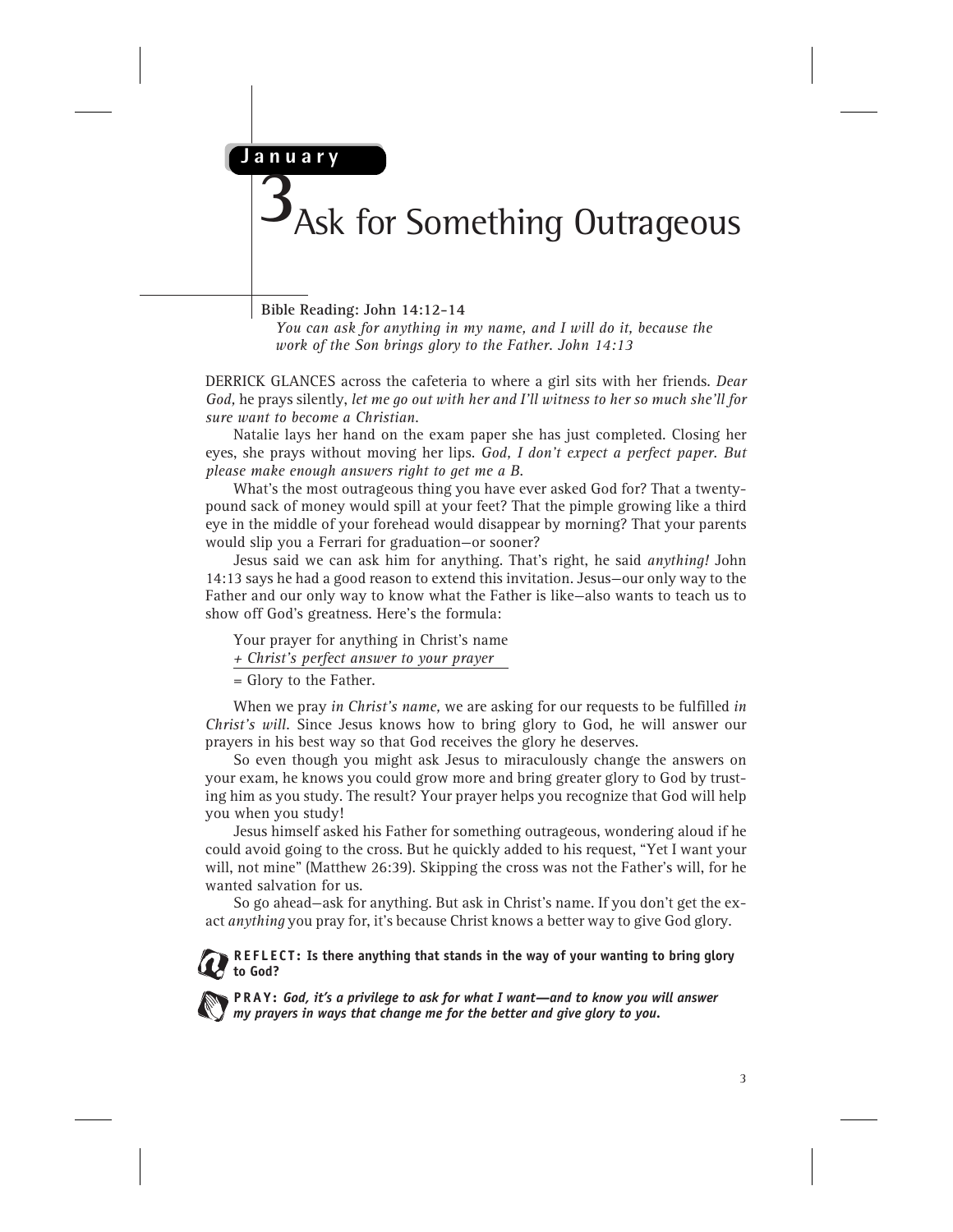**January**

# 3 Ask for Something Outrageous

**Bible Reading: John 14:12-14**

*You can ask for anything in my name, and I will do it, because the work of the Son brings glory to the Father. John 14:13*

DERRICK GLANCES across the cafeteria to where a girl sits with her friends. *Dear God,* he prays silently, *let me go out with her and I'll witness to her so much she'll for sure want to become a Christian.*

Natalie lays her hand on the exam paper she has just completed. Closing her eyes, she prays without moving her lips. *God, I don't expect a perfect paper. But please make enough answers right to get me a B.*

What's the most outrageous thing you have ever asked God for? That a twenty-pound sack of money would spill at your feet? That the pimple growing like a third eye in the middle of your forehead would disappear by morning? That your parents would slip you a Ferrari for graduation—or sooner?

Jesus said we can ask him for anything. That's right, he said *anything!* John 14:13 says he had a good reason to extend this invitation. Jesus—our only way to the Father and our only way to know what the Father is like—also wants to teach us to show off God's greatness. Here's the formula:

Your prayer for anything in Christ's name
*+ Christ's perfect answer to your prayer*
= Glory to the Father.

When we pray *in Christ's name,* we are asking for our requests to be fulfilled *in Christ's will.* Since Jesus knows how to bring glory to God, he will answer our prayers in his best way so that God receives the glory he deserves.

So even though you might ask Jesus to miraculously change the answers on your exam, he knows you could grow more and bring greater glory to God by trusting him as you study. The result? Your prayer helps you recognize that God will help you when you study!

Jesus himself asked his Father for something outrageous, wondering aloud if he could avoid going to the cross. But he quickly added to his request, "Yet I want your will, not mine" (Matthew 26:39). Skipping the cross was not the Father's will, for he wanted salvation for us.

So go ahead—ask for anything. But ask in Christ's name. If you don't get the exact *anything* you pray for, it's because Christ knows a better way to give God glory.

**REFLECT: Is there anything that stands in the way of your wanting to bring glory to God?**

**PRAY:** ***God, it's a privilege to ask for what I want—and to know you will answer my prayers in ways that change me for the better and give glory to you.***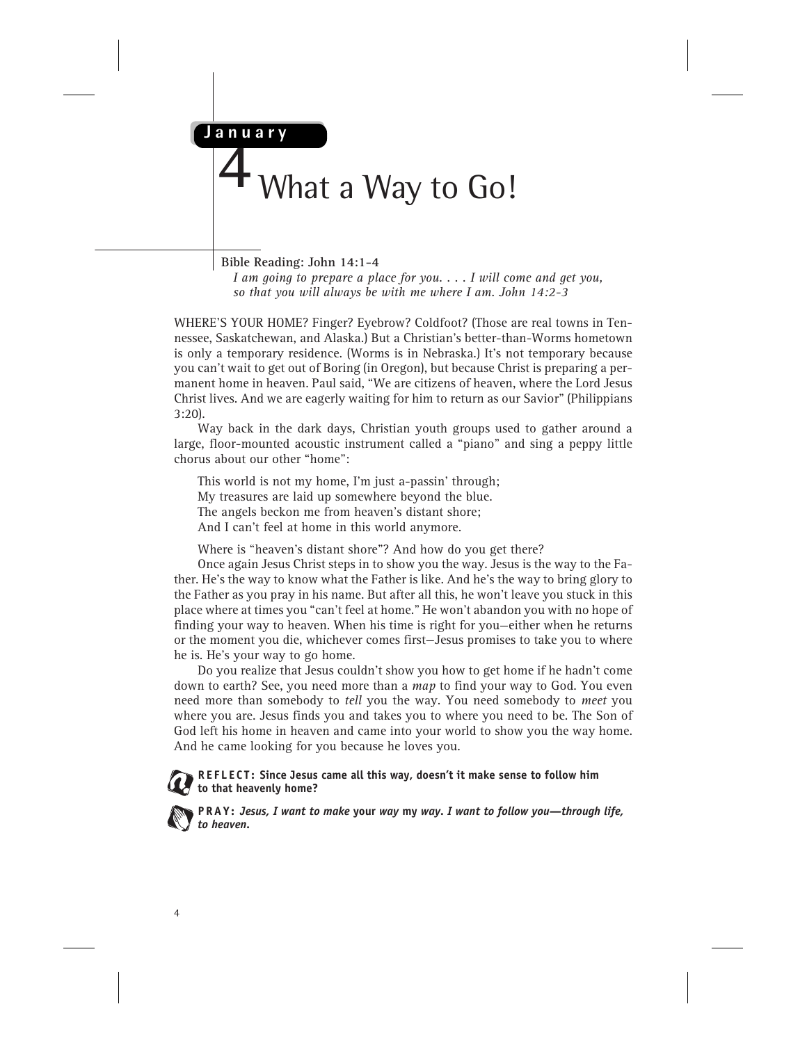# January 4 — What a Way to Go!

**Bible Reading: John 14:1-4**

*I am going to prepare a place for you. . . . I will come and get you, so that you will always be with me where I am. John 14:2-3*

WHERE'S YOUR HOME? Finger? Eyebrow? Coldfoot? (Those are real towns in Tennessee, Saskatchewan, and Alaska.) But a Christian's better-than-Worms hometown is only a temporary residence. (Worms is in Nebraska.) It's not temporary because you can't wait to get out of Boring (in Oregon), but because Christ is preparing a permanent home in heaven. Paul said, "We are citizens of heaven, where the Lord Jesus Christ lives. And we are eagerly waiting for him to return as our Savior" (Philippians 3:20).

Way back in the dark days, Christian youth groups used to gather around a large, floor-mounted acoustic instrument called a "piano" and sing a peppy little chorus about our other "home":

> This world is not my home, I'm just a-passin' through;
> My treasures are laid up somewhere beyond the blue.
> The angels beckon me from heaven's distant shore;
> And I can't feel at home in this world anymore.

Where is "heaven's distant shore"? And how do you get there?

Once again Jesus Christ steps in to show you the way. Jesus is the way to the Father. He's the way to know what the Father is like. And he's the way to bring glory to the Father as you pray in his name. But after all this, he won't leave you stuck in this place where at times you "can't feel at home." He won't abandon you with no hope of finding your way to heaven. When his time is right for you—either when he returns or the moment you die, whichever comes first—Jesus promises to take you to where he is. He's your way to go home.

Do you realize that Jesus couldn't show you how to get home if he hadn't come down to earth? See, you need more than a *map* to find your way to God. You even need more than somebody to *tell* you the way. You need somebody to *meet* you where you are. Jesus finds you and takes you to where you need to be. The Son of God left his home in heaven and came into your world to show you the way home. And he came looking for you because he loves you.

**REFLECT: Since Jesus came all this way, doesn't it make sense to follow him to that heavenly home?**

**PRAY:** ***Jesus, I want to make*** **your** ***way*** **my** ***way. I want to follow you—through life, to heaven.***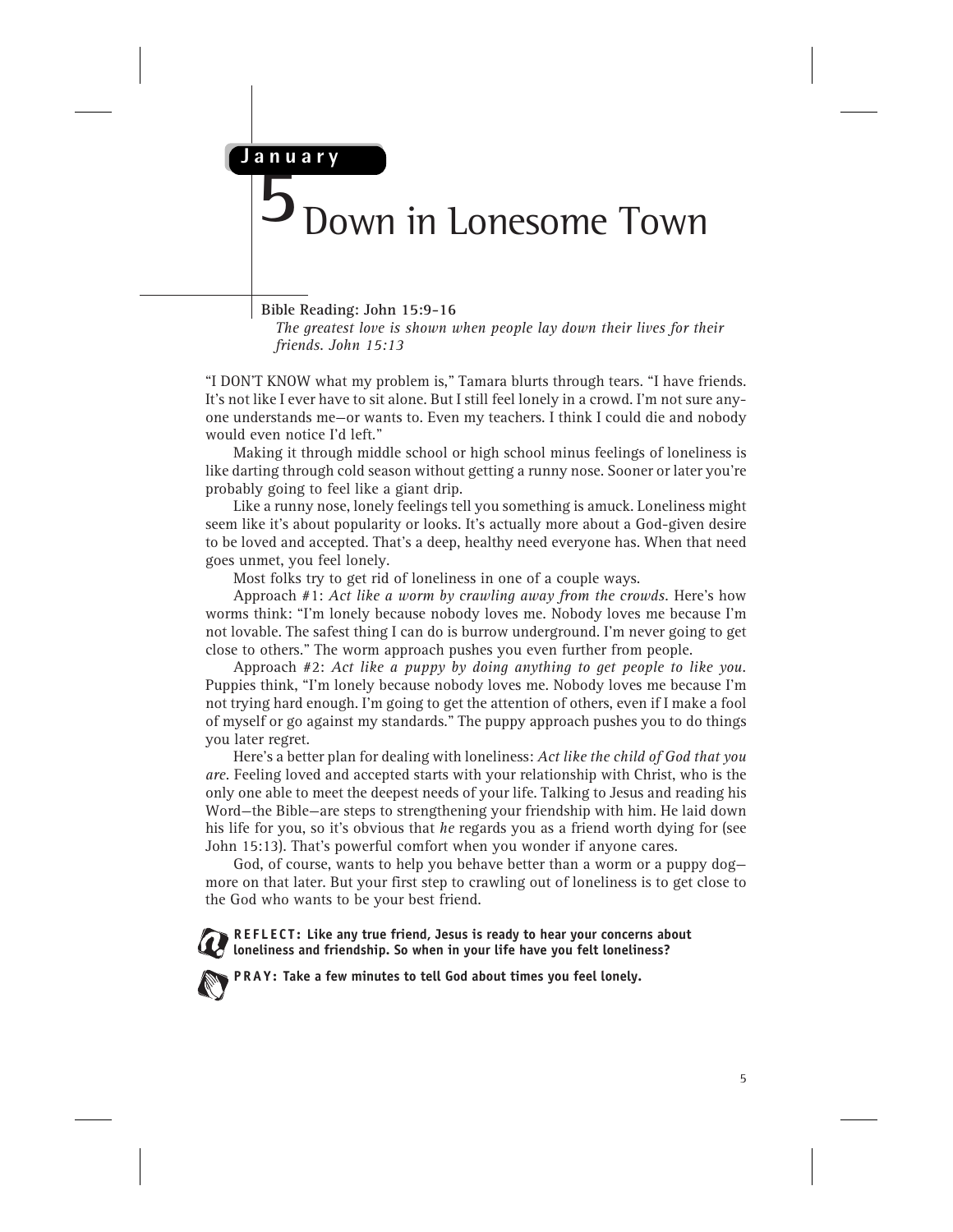January

# 5 Down in Lonesome Town

**Bible Reading: John 15:9-16**

*The greatest love is shown when people lay down their lives for their friends. John 15:13*

"I DON'T KNOW what my problem is," Tamara blurts through tears. "I have friends. It's not like I ever have to sit alone. But I still feel lonely in a crowd. I'm not sure anyone understands me—or wants to. Even my teachers. I think I could die and nobody would even notice I'd left."

Making it through middle school or high school minus feelings of loneliness is like darting through cold season without getting a runny nose. Sooner or later you're probably going to feel like a giant drip.

Like a runny nose, lonely feelings tell you something is amuck. Loneliness might seem like it's about popularity or looks. It's actually more about a God-given desire to be loved and accepted. That's a deep, healthy need everyone has. When that need goes unmet, you feel lonely.

Most folks try to get rid of loneliness in one of a couple ways.

Approach #1: *Act like a worm by crawling away from the crowds.* Here's how worms think: "I'm lonely because nobody loves me. Nobody loves me because I'm not lovable. The safest thing I can do is burrow underground. I'm never going to get close to others." The worm approach pushes you even further from people.

Approach #2: *Act like a puppy by doing anything to get people to like you.* Puppies think, "I'm lonely because nobody loves me. Nobody loves me because I'm not trying hard enough. I'm going to get the attention of others, even if I make a fool of myself or go against my standards." The puppy approach pushes you to do things you later regret.

Here's a better plan for dealing with loneliness: *Act like the child of God that you are.* Feeling loved and accepted starts with your relationship with Christ, who is the only one able to meet the deepest needs of your life. Talking to Jesus and reading his Word—the Bible—are steps to strengthening your friendship with him. He laid down his life for you, so it's obvious that *he* regards you as a friend worth dying for (see John 15:13). That's powerful comfort when you wonder if anyone cares.

God, of course, wants to help you behave better than a worm or a puppy dog—more on that later. But your first step to crawling out of loneliness is to get close to the God who wants to be your best friend.

**REFLECT: Like any true friend, Jesus is ready to hear your concerns about loneliness and friendship. So when in your life have you felt loneliness?**

**PRAY: Take a few minutes to tell God about times you feel lonely.**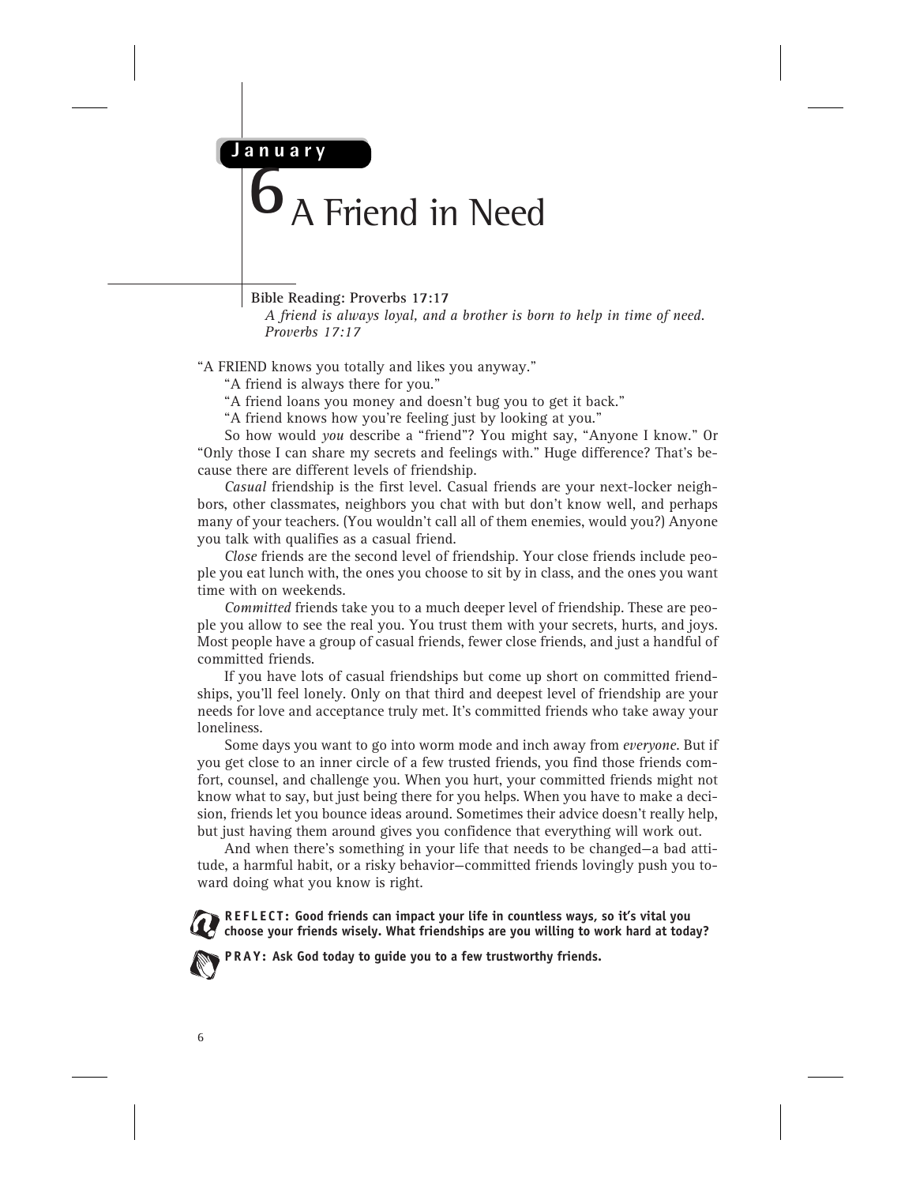**January**

# 6 A Friend in Need

**Bible Reading: Proverbs 17:17**

*A friend is always loyal, and a brother is born to help in time of need. Proverbs 17:17*

"A FRIEND knows you totally and likes you anyway."

"A friend is always there for you."

"A friend loans you money and doesn't bug you to get it back."

"A friend knows how you're feeling just by looking at you."

So how would *you* describe a "friend"? You might say, "Anyone I know." Or "Only those I can share my secrets and feelings with." Huge difference? That's because there are different levels of friendship.

*Casual* friendship is the first level. Casual friends are your next-locker neighbors, other classmates, neighbors you chat with but don't know well, and perhaps many of your teachers. (You wouldn't call all of them enemies, would you?) Anyone you talk with qualifies as a casual friend.

*Close* friends are the second level of friendship. Your close friends include people you eat lunch with, the ones you choose to sit by in class, and the ones you want time with on weekends.

*Committed* friends take you to a much deeper level of friendship. These are people you allow to see the real you. You trust them with your secrets, hurts, and joys. Most people have a group of casual friends, fewer close friends, and just a handful of committed friends.

If you have lots of casual friendships but come up short on committed friendships, you'll feel lonely. Only on that third and deepest level of friendship are your needs for love and acceptance truly met. It's committed friends who take away your loneliness.

Some days you want to go into worm mode and inch away from *everyone*. But if you get close to an inner circle of a few trusted friends, you find those friends comfort, counsel, and challenge you. When you hurt, your committed friends might not know what to say, but just being there for you helps. When you have to make a decision, friends let you bounce ideas around. Sometimes their advice doesn't really help, but just having them around gives you confidence that everything will work out.

And when there's something in your life that needs to be changed—a bad attitude, a harmful habit, or a risky behavior—committed friends lovingly push you toward doing what you know is right.

**REFLECT: Good friends can impact your life in countless ways, so it's vital you choose your friends wisely. What friendships are you willing to work hard at today?**

**PRAY: Ask God today to guide you to a few trustworthy friends.**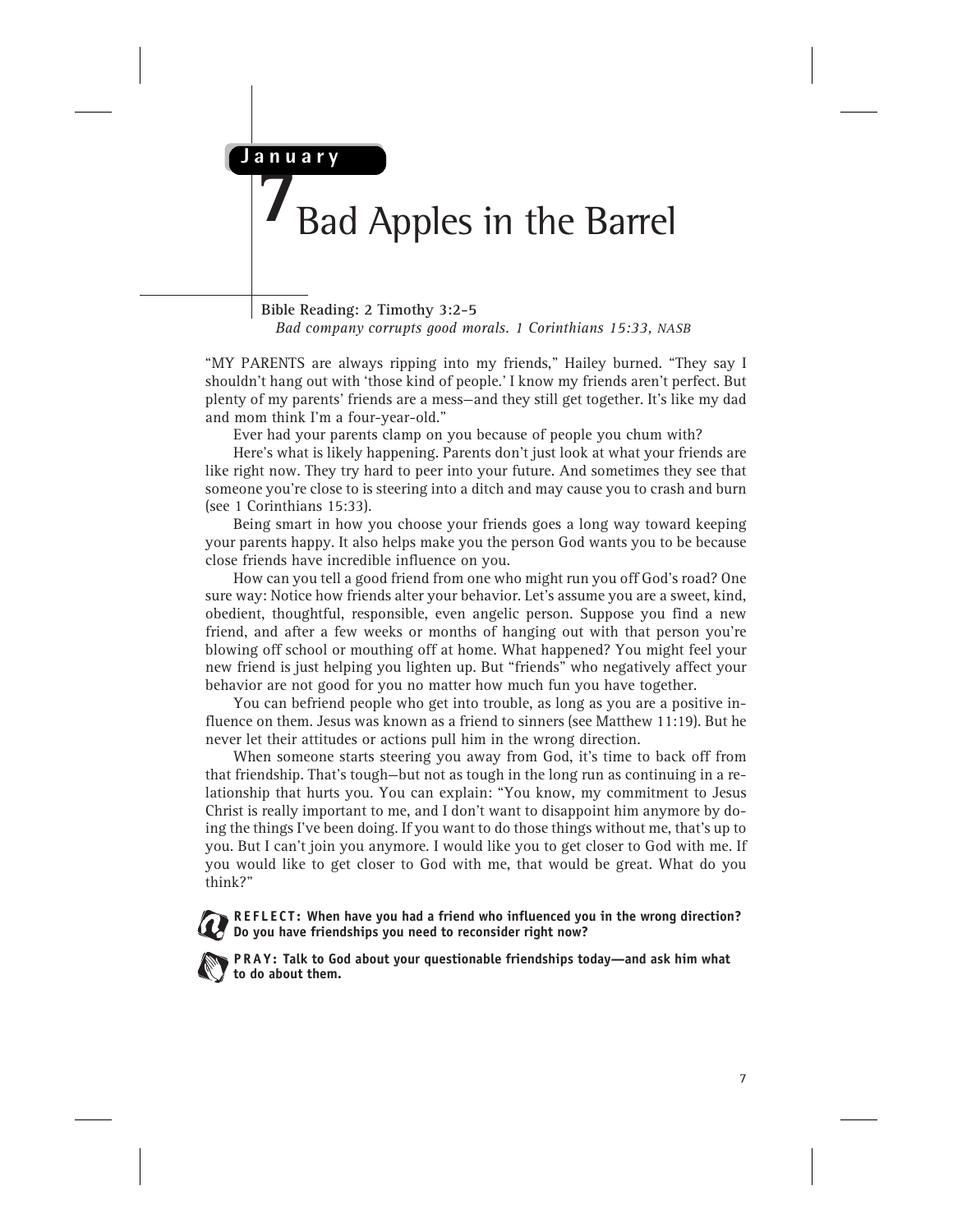**January**

# 7 Bad Apples in the Barrel

**Bible Reading: 2 Timothy 3:2-5**

*Bad company corrupts good morals. 1 Corinthians 15:33, NASB*

"MY PARENTS are always ripping into my friends," Hailey burned. "They say I shouldn't hang out with 'those kind of people.' I know my friends aren't perfect. But plenty of my parents' friends are a mess—and they still get together. It's like my dad and mom think I'm a four-year-old."

Ever had your parents clamp on you because of people you chum with?

Here's what is likely happening. Parents don't just look at what your friends are like right now. They try hard to peer into your future. And sometimes they see that someone you're close to is steering into a ditch and may cause you to crash and burn (see 1 Corinthians 15:33).

Being smart in how you choose your friends goes a long way toward keeping your parents happy. It also helps make you the person God wants you to be because close friends have incredible influence on you.

How can you tell a good friend from one who might run you off God's road? One sure way: Notice how friends alter your behavior. Let's assume you are a sweet, kind, obedient, thoughtful, responsible, even angelic person. Suppose you find a new friend, and after a few weeks or months of hanging out with that person you're blowing off school or mouthing off at home. What happened? You might feel your new friend is just helping you lighten up. But "friends" who negatively affect your behavior are not good for you no matter how much fun you have together.

You can befriend people who get into trouble, as long as you are a positive influence on them. Jesus was known as a friend to sinners (see Matthew 11:19). But he never let their attitudes or actions pull him in the wrong direction.

When someone starts steering you away from God, it's time to back off from that friendship. That's tough—but not as tough in the long run as continuing in a relationship that hurts you. You can explain: "You know, my commitment to Jesus Christ is really important to me, and I don't want to disappoint him anymore by doing the things I've been doing. If you want to do those things without me, that's up to you. But I can't join you anymore. I would like you to get closer to God with me. If you would like to get closer to God with me, that would be great. What do you think?"

**REFLECT: When have you had a friend who influenced you in the wrong direction? Do you have friendships you need to reconsider right now?**

**PRAY: Talk to God about your questionable friendships today—and ask him what to do about them.**